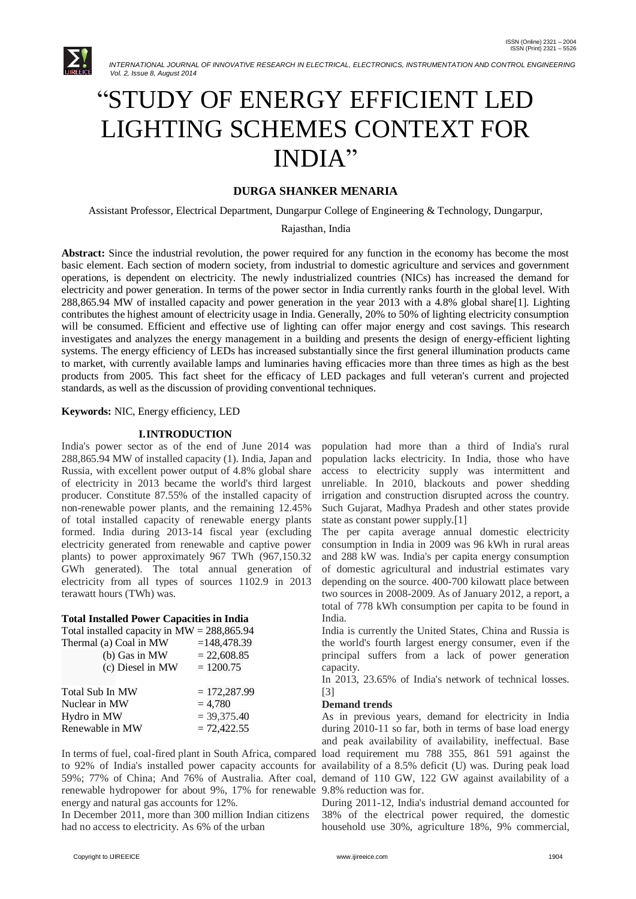# "STUDY OF ENERGY EFFICIENT LED LIGHTING SCHEMES CONTEXT FOR INDIA"

**DURGA SHANKER MENARIA**

Assistant Professor, Electrical Department, Dungarpur College of Engineering & Technology, Dungarpur, Rajasthan, India

**Abstract:** Since the industrial revolution, the power required for any function in the economy has become the most basic element. Each section of modern society, from industrial to domestic agriculture and services and government operations, is dependent on electricity. The newly industrialized countries (NICs) has increased the demand for electricity and power generation. In terms of the power sector in India currently ranks fourth in the global level. With 288,865.94 MW of installed capacity and power generation in the year 2013 with a 4.8% global share[1]. Lighting contributes the highest amount of electricity usage in India. Generally, 20% to 50% of lighting electricity consumption will be consumed. Efficient and effective use of lighting can offer major energy and cost savings. This research investigates and analyzes the energy management in a building and presents the design of energy-efficient lighting systems. The energy efficiency of LEDs has increased substantially since the first general illumination products came to market, with currently available lamps and luminaries having efficacies more than three times as high as the best products from 2005. This fact sheet for the efficacy of LED packages and full veteran's current and projected standards, as well as the discussion of providing conventional techniques.

**Keywords:** NIC, Energy efficiency, LED

## I. INTRODUCTION

India's power sector as of the end of June 2014 was 288,865.94 MW of installed capacity (1). India, Japan and Russia, with excellent power output of 4.8% global share of electricity in 2013 became the world's third largest producer. Constitute 87.55% of the installed capacity of non-renewable power plants, and the remaining 12.45% of total installed capacity of renewable energy plants formed. India during 2013-14 fiscal year (excluding electricity generated from renewable and captive power plants) to power approximately 967 TWh (967,150.32 GWh generated). The total annual generation of electricity from all types of sources 1102.9 in 2013 terawatt hours (TWh) was.

**Total Installed Power Capacities in India**

| | |
|---|---|
| Total installed capacity in MW | = 288,865.94 |
| Thermal (a) Coal in MW | =148,478.39 |
| (b) Gas in MW | = 22,608.85 |
| (c) Diesel in MW | = 1200.75 |
| Total Sub In MW | = 172,287.99 |
| Nuclear in MW | = 4,780 |
| Hydro in MW | = 39,375.40 |
| Renewable in MW | = 72,422.55 |

In terms of fuel, coal-fired plant in South Africa, compared to 92% of India's installed power capacity accounts for 59%; 77% of China; And 76% of Australia. After coal, renewable hydropower for about 9%, 17% for renewable energy and natural gas accounts for 12%.

In December 2011, more than 300 million Indian citizens had no access to electricity. As 6% of the urban population had more than a third of India's rural population lacks electricity. In India, those who have access to electricity supply was intermittent and unreliable. In 2010, blackouts and power shedding irrigation and construction disrupted across the country. Such Gujarat, Madhya Pradesh and other states provide state as constant power supply.[1]

The per capita average annual domestic electricity consumption in India in 2009 was 96 kWh in rural areas and 288 kW was. India's per capita energy consumption of domestic agricultural and industrial estimates vary depending on the source. 400-700 kilowatt place between two sources in 2008-2009. As of January 2012, a report, a total of 778 kWh consumption per capita to be found in India.

India is currently the United States, China and Russia is the world's fourth largest energy consumer, even if the principal suffers from a lack of power generation capacity.

In 2013, 23.65% of India's network of technical losses. [3]

### Demand trends

As in previous years, demand for electricity in India during 2010-11 so far, both in terms of base load energy and peak availability of availability, ineffectual. Base load requirement mu 788 355, 861 591 against the availability of a 8.5% deficit (U) was. During peak load demand of 110 GW, 122 GW against availability of a 9.8% reduction was for.

During 2011-12, India's industrial demand accounted for 38% of the electrical power required, the domestic household use 30%, agriculture 18%, 9% commercial,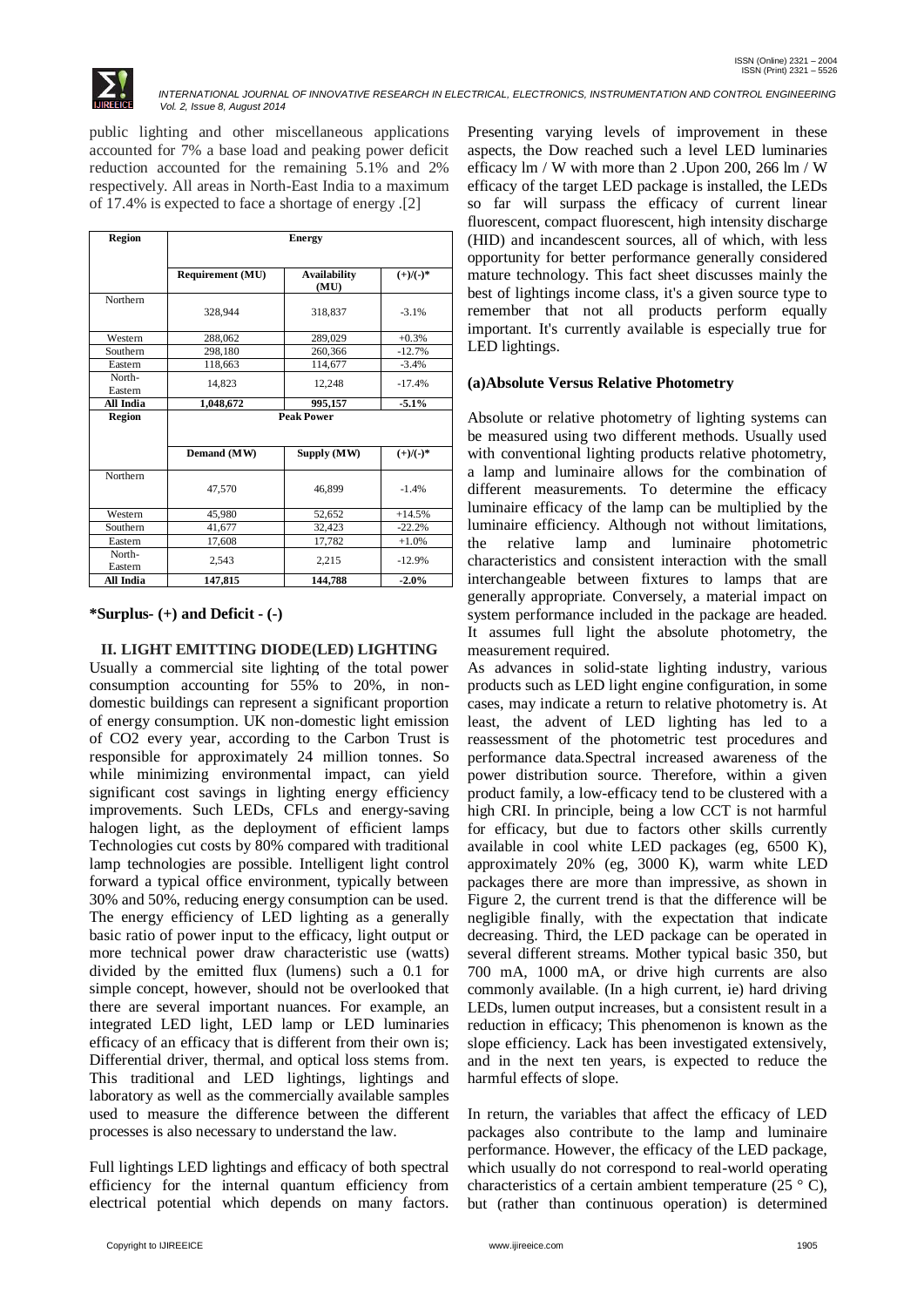public lighting and other miscellaneous applications accounted for 7% a base load and peaking power deficit reduction accounted for the remaining 5.1% and 2% respectively. All areas in North-East India to a maximum of 17.4% is expected to face a shortage of energy .[2]

| Region | Energy | | |
|---|---|---|---|
| | Requirement (MU) | Availability (MU) | (+)/(-)* |
| Northern | 328,944 | 318,837 | -3.1% |
| Western | 288,062 | 289,029 | +0.3% |
| Southern | 298,180 | 260,366 | -12.7% |
| Eastern | 118,663 | 114,677 | -3.4% |
| North-Eastern | 14,823 | 12,248 | -17.4% |
| **All India** | **1,048,672** | **995,157** | **-5.1%** |
| **Region** | **Peak Power** | | |
| | Demand (MW) | Supply (MW) | (+)/(-)* |
| Northern | 47,570 | 46,899 | -1.4% |
| Western | 45,980 | 52,652 | +14.5% |
| Southern | 41,677 | 32,423 | -22.2% |
| Eastern | 17,608 | 17,782 | +1.0% |
| North-Eastern | 2,543 | 2,215 | -12.9% |
| **All India** | **147,815** | **144,788** | **-2.0%** |

**\*Surplus- (+) and Deficit - (-)**

## II. LIGHT EMITTING DIODE(LED) LIGHTING

Usually a commercial site lighting of the total power consumption accounting for 55% to 20%, in non-domestic buildings can represent a significant proportion of energy consumption. UK non-domestic light emission of CO2 every year, according to the Carbon Trust is responsible for approximately 24 million tonnes. So while minimizing environmental impact, can yield significant cost savings in lighting energy efficiency improvements. Such LEDs, CFLs and energy-saving halogen light, as the deployment of efficient lamps Technologies cut costs by 80% compared with traditional lamp technologies are possible. Intelligent light control forward a typical office environment, typically between 30% and 50%, reducing energy consumption can be used. The energy efficiency of LED lighting as a generally basic ratio of power input to the efficacy, light output or more technical power draw characteristic use (watts) divided by the emitted flux (lumens) such a 0.1 for simple concept, however, should not be overlooked that there are several important nuances. For example, an integrated LED light, LED lamp or LED luminaries efficacy of an efficacy that is different from their own is; Differential driver, thermal, and optical loss stems from. This traditional and LED lightings, lightings and laboratory as well as the commercially available samples used to measure the difference between the different processes is also necessary to understand the law.

Full lightings LED lightings and efficacy of both spectral efficiency for the internal quantum efficiency from electrical potential which depends on many factors. Presenting varying levels of improvement in these aspects, the Dow reached such a level LED luminaries efficacy lm / W with more than 2 .Upon 200, 266 lm / W efficacy of the target LED package is installed, the LEDs so far will surpass the efficacy of current linear fluorescent, compact fluorescent, high intensity discharge (HID) and incandescent sources, all of which, with less opportunity for better performance generally considered mature technology. This fact sheet discusses mainly the best of lightings income class, it's a given source type to remember that not all products perform equally important. It's currently available is especially true for LED lightings.

### (a)Absolute Versus Relative Photometry

Absolute or relative photometry of lighting systems can be measured using two different methods. Usually used with conventional lighting products relative photometry, a lamp and luminaire allows for the combination of different measurements. To determine the efficacy luminaire efficacy of the lamp can be multiplied by the luminaire efficiency. Although not without limitations, the relative lamp and luminaire photometric characteristics and consistent interaction with the small interchangeable between fixtures to lamps that are generally appropriate. Conversely, a material impact on system performance included in the package are headed. It assumes full light the absolute photometry, the measurement required.

As advances in solid-state lighting industry, various products such as LED light engine configuration, in some cases, may indicate a return to relative photometry is. At least, the advent of LED lighting has led to a reassessment of the photometric test procedures and performance data.Spectral increased awareness of the power distribution source. Therefore, within a given product family, a low-efficacy tend to be clustered with a high CRI. In principle, being a low CCT is not harmful for efficacy, but due to factors other skills currently available in cool white LED packages (eg, 6500 K), approximately 20% (eg, 3000 K), warm white LED packages there are more than impressive, as shown in Figure 2, the current trend is that the difference will be negligible finally, with the expectation that indicate decreasing. Third, the LED package can be operated in several different streams. Mother typical basic 350, but 700 mA, 1000 mA, or drive high currents are also commonly available. (In a high current, ie) hard driving LEDs, lumen output increases, but a consistent result in a reduction in efficacy; This phenomenon is known as the slope efficiency. Lack has been investigated extensively, and in the next ten years, is expected to reduce the harmful effects of slope.

In return, the variables that affect the efficacy of LED packages also contribute to the lamp and luminaire performance. However, the efficacy of the LED package, which usually do not correspond to real-world operating characteristics of a certain ambient temperature (25 ° C), but (rather than continuous operation) is determined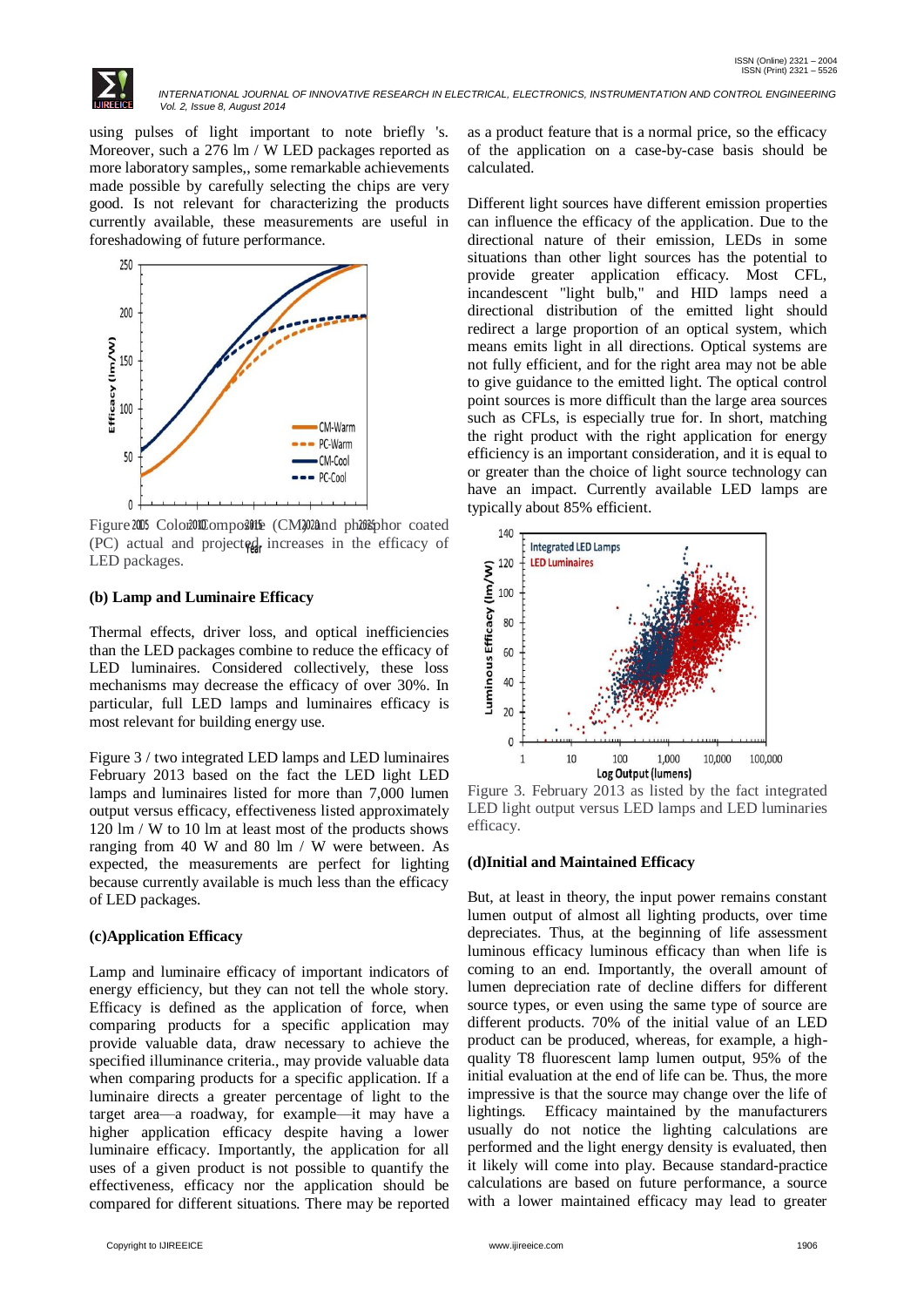using pulses of light important to note briefly 's. Moreover, such a 276 lm / W LED packages reported as more laboratory samples,, some remarkable achievements made possible by carefully selecting the chips are very good. Is not relevant for characterizing the products currently available, these measurements are useful in foreshadowing of future performance.

Figure 2. Color Composite (CM) and phosphor coated (PC) actual and projected increases in the efficacy of LED packages.

### (b) Lamp and Luminaire Efficacy

Thermal effects, driver loss, and optical inefficiencies than the LED packages combine to reduce the efficacy of LED luminaires. Considered collectively, these loss mechanisms may decrease the efficacy of over 30%. In particular, full LED lamps and luminaires efficacy is most relevant for building energy use.

Figure 3 / two integrated LED lamps and LED luminaires February 2013 based on the fact the LED light LED lamps and luminaires listed for more than 7,000 lumen output versus efficacy, effectiveness listed approximately 120 lm / W to 10 lm at least most of the products shows ranging from 40 W and 80 lm / W were between. As expected, the measurements are perfect for lighting because currently available is much less than the efficacy of LED packages.

### (c)Application Efficacy

Lamp and luminaire efficacy of important indicators of energy efficiency, but they can not tell the whole story. Efficacy is defined as the application of force, when comparing products for a specific application may provide valuable data, draw necessary to achieve the specified illuminance criteria., may provide valuable data when comparing products for a specific application. If a luminaire directs a greater percentage of light to the target area—a roadway, for example—it may have a higher application efficacy despite having a lower luminaire efficacy. Importantly, the application for all uses of a given product is not possible to quantify the effectiveness, efficacy nor the application should be compared for different situations. There may be reported as a product feature that is a normal price, so the efficacy of the application on a case-by-case basis should be calculated.

Different light sources have different emission properties can influence the efficacy of the application. Due to the directional nature of their emission, LEDs in some situations than other light sources has the potential to provide greater application efficacy. Most CFL, incandescent "light bulb," and HID lamps need a directional distribution of the emitted light should redirect a large proportion of an optical system, which means emits light in all directions. Optical systems are not fully efficient, and for the right area may not be able to give guidance to the emitted light. The optical control point sources is more difficult than the large area sources such as CFLs, is especially true for. In short, matching the right product with the right application for energy efficiency is an important consideration, and it is equal to or greater than the choice of light source technology can have an impact. Currently available LED lamps are typically about 85% efficient.

Figure 3. February 2013 as listed by the fact integrated LED light output versus LED lamps and LED luminaries efficacy.

### (d)Initial and Maintained Efficacy

But, at least in theory, the input power remains constant lumen output of almost all lighting products, over time depreciates. Thus, at the beginning of life assessment luminous efficacy luminous efficacy than when life is coming to an end. Importantly, the overall amount of lumen depreciation rate of decline differs for different source types, or even using the same type of source are different products. 70% of the initial value of an LED product can be produced, whereas, for example, a high-quality T8 fluorescent lamp lumen output, 95% of the initial evaluation at the end of life can be. Thus, the more impressive is that the source may change over the life of lightings. Efficacy maintained by the manufacturers usually do not notice the lighting calculations are performed and the light energy density is evaluated, then it likely will come into play. Because standard-practice calculations are based on future performance, a source with a lower maintained efficacy may lead to greater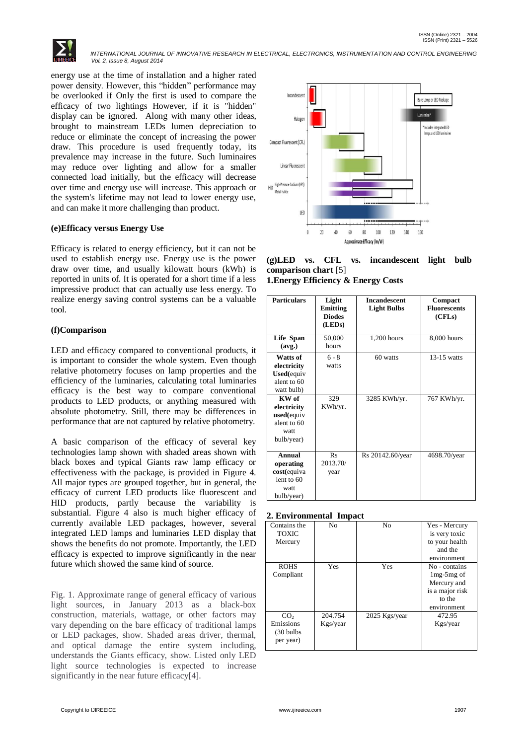energy use at the time of installation and a higher rated power density. However, this "hidden" performance may be overlooked if Only the first is used to compare the efficacy of two lightings However, if it is "hidden" display can be ignored. Along with many other ideas, brought to mainstream LEDs lumen depreciation to reduce or eliminate the concept of increasing the power draw. This procedure is used frequently today, its prevalence may increase in the future. Such luminaires may reduce over lighting and allow for a smaller connected load initially, but the efficacy will decrease over time and energy use will increase. This approach or the system's lifetime may not lead to lower energy use, and can make it more challenging than product.

### (e)Efficacy versus Energy Use

Efficacy is related to energy efficiency, but it can not be used to establish energy use. Energy use is the power draw over time, and usually kilowatt hours (kWh) is reported in units of. It is operated for a short time if a less impressive product that can actually use less energy. To realize energy saving control systems can be a valuable tool.

### (f)Comparison

LED and efficacy compared to conventional products, it is important to consider the whole system. Even though relative photometry focuses on lamp properties and the efficiency of the luminaries, calculating total luminaries efficacy is the best way to compare conventional products to LED products, or anything measured with absolute photometry. Still, there may be differences in performance that are not captured by relative photometry.

A basic comparison of the efficacy of several key technologies lamp shown with shaded areas shown with black boxes and typical Giants raw lamp efficacy or effectiveness with the package, is provided in Figure 4. All major types are grouped together, but in general, the efficacy of current LED products like fluorescent and HID products, partly because the variability is substantial. Figure 4 also is much higher efficacy of currently available LED packages, however, several integrated LED lamps and luminaries LED display that shows the benefits do not promote. Importantly, the LED efficacy is expected to improve significantly in the near future which showed the same kind of source.

Fig. 1. Approximate range of general efficacy of various light sources, in January 2013 as a black-box construction, materials, wattage, or other factors may vary depending on the bare efficacy of traditional lamps or LED packages, show. Shaded areas driver, thermal, and optical damage the entire system including, understands the Giants efficacy, show. Listed only LED light source technologies is expected to increase significantly in the near future efficacy[4].

### (g)LED vs. CFL vs. incandescent light bulb comparison chart [5]

**1.Energy Efficiency & Energy Costs**

| Particulars | Light Emitting Diodes (LEDs) | Incandescent Light Bulbs | Compact Fluorescents (CFLs) |
|---|---|---|---|
| **Life Span (avg.)** | 50,000 hours | 1,200 hours | 8,000 hours |
| **Watts of electricity Used**(equivalent to 60 watt bulb) | 6 - 8 watts | 60 watts | 13-15 watts |
| **KW of electricity used**(equivalent to 60 watt bulb/year) | 329 KWh/yr. | 3285 KWh/yr. | 767 KWh/yr. |
| **Annual operating cost**(equivalent to 60 watt bulb/year) | Rs 2013.70/ year | Rs 20142.60/year | 4698.70/year |

**2. Environmental Impact**

| | | | |
|---|---|---|---|
| Contains the TOXIC Mercury | No | No | Yes - Mercury is very toxic to your health and the environment |
| ROHS Compliant | Yes | Yes | No - contains 1mg-5mg of Mercury and is a major risk to the environment |
| $CO_2$ Emissions (30 bulbs per year) | 204.754 Kgs/year | 2025 Kgs/year | 472.95 Kgs/year |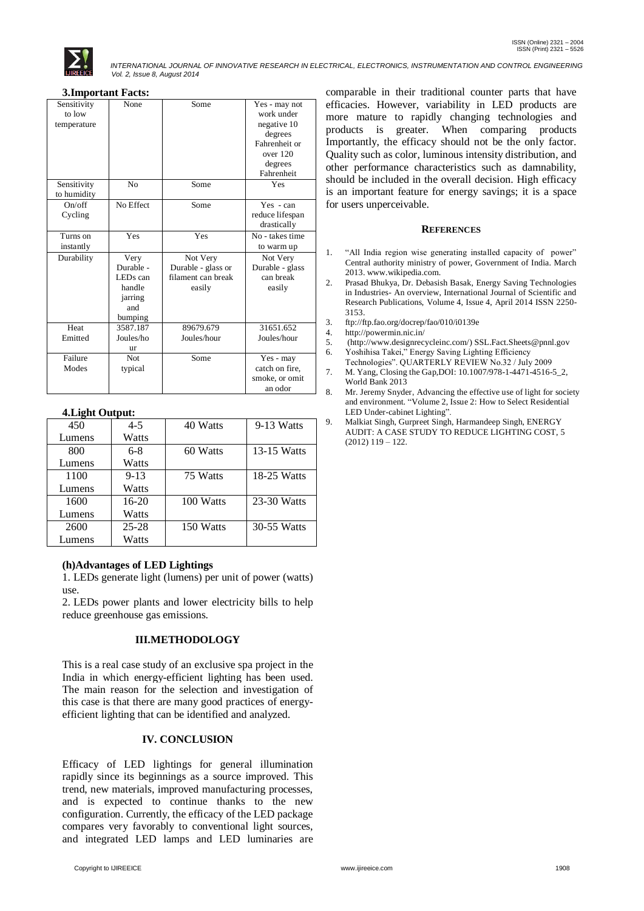### 3.Important Facts:

| | | | |
|---|---|---|---|
| Sensitivity to low temperature | None | Some | Yes - may not work under negative 10 degrees Fahrenheit or over 120 degrees Fahrenheit |
| Sensitivity to humidity | No | Some | Yes |
| On/off Cycling | No Effect | Some | Yes - can reduce lifespan drastically |
| Turns on instantly | Yes | Yes | No - takes time to warm up |
| Durability | Very Durable - LEDs can handle jarring and bumping | Not Very Durable - glass or filament can break easily | Not Very Durable - glass can break easily |
| Heat Emitted | 3587.187 Joules/hour | 89679.679 Joules/hour | 31651.652 Joules/hour |
| Failure Modes | Not typical | Some | Yes - may catch on fire, smoke, or omit an odor |

### 4.Light Output:

| | | | |
|---|---|---|---|
| 450 Lumens | 4-5 Watts | 40 Watts | 9-13 Watts |
| 800 Lumens | 6-8 Watts | 60 Watts | 13-15 Watts |
| 1100 Lumens | 9-13 Watts | 75 Watts | 18-25 Watts |
| 1600 Lumens | 16-20 Watts | 100 Watts | 23-30 Watts |
| 2600 Lumens | 25-28 Watts | 150 Watts | 30-55 Watts |

### (h)Advantages of LED Lightings

1. LEDs generate light (lumens) per unit of power (watts) use.

2. LEDs power plants and lower electricity bills to help reduce greenhouse gas emissions.

## III.METHODOLOGY

This is a real case study of an exclusive spa project in the India in which energy-efficient lighting has been used. The main reason for the selection and investigation of this case is that there are many good practices of energy-efficient lighting that can be identified and analyzed.

## IV. CONCLUSION

Efficacy of LED lightings for general illumination rapidly since its beginnings as a source improved. This trend, new materials, improved manufacturing processes, and is expected to continue thanks to the new configuration. Currently, the efficacy of the LED package compares very favorably to conventional light sources, and integrated LED lamps and LED luminaries are comparable in their traditional counter parts that have efficacies. However, variability in LED products are more mature to rapidly changing technologies and products is greater. When comparing products Importantly, the efficacy should not be the only factor. Quality such as color, luminous intensity distribution, and other performance characteristics such as damnability, should be included in the overall decision. High efficacy is an important feature for energy savings; it is a space for users unperceivable.

## REFERENCES

1. "All India region wise generating installed capacity of power" Central authority ministry of power, Government of India. March 2013. www.wikipedia.com.
2. Prasad Bhukya, Dr. Debasish Basak, Energy Saving Technologies in Industries- An overview, International Journal of Scientific and Research Publications, Volume 4, Issue 4, April 2014 ISSN 2250-3153.
3. ftp://ftp.fao.org/docrep/fao/010/i0139e
4. http://powermin.nic.in/
5. (http://www.designrecycleinc.com/) SSL.Fact.Sheets@pnnl.gov
6. Yoshihisa Takei," Energy Saving Lighting Efficiency Technologies". QUARTERLY REVIEW No.32 / July 2009
7. M. Yang, Closing the Gap,DOI: 10.1007/978-1-4471-4516-5_2, World Bank 2013
8. Mr. Jeremy Snyder, Advancing the effective use of light for society and environment. "Volume 2, Issue 2: How to Select Residential LED Under-cabinet Lighting".
9. Malkiat Singh, Gurpreet Singh, Harmandeep Singh, ENERGY AUDIT: A CASE STUDY TO REDUCE LIGHTING COST, 5 (2012) 119 – 122.